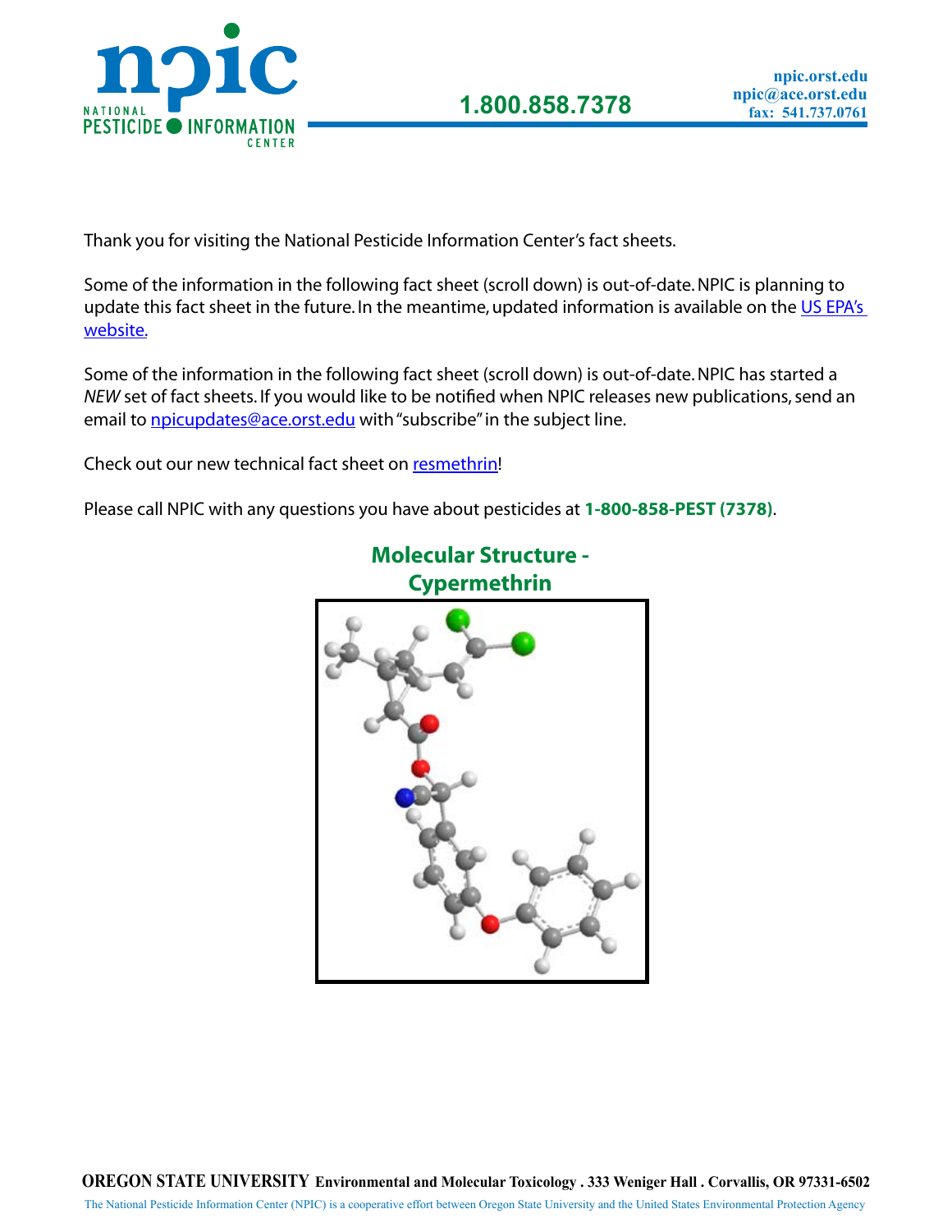Thank you for visiting the National Pesticide Information Center's fact sheets.

Some of the information in the following fact sheet (scroll down) is out-of-date. NPIC is planning to update this fact sheet in the future. In the meantime, updated information is available on the [US EPA's website.]()

Some of the information in the following fact sheet (scroll down) is out-of-date. NPIC has started a *NEW* set of fact sheets. If you would like to be notified when NPIC releases new publications, send an email to [npicupdates@ace.orst.edu]() with "subscribe" in the subject line.

Check out our new technical fact sheet on [resmethrin]()!

Please call NPIC with any questions you have about pesticides at **1-800-858-PEST (7378)**.

## Molecular Structure - Cypermethrin

**OREGON STATE UNIVERSITY** **Environmental and Molecular Toxicology . 333 Weniger Hall . Corvallis, OR 97331-6502**

The National Pesticide Information Center (NPIC) is a cooperative effort between Oregon State University and the United States Environmental Protection Agency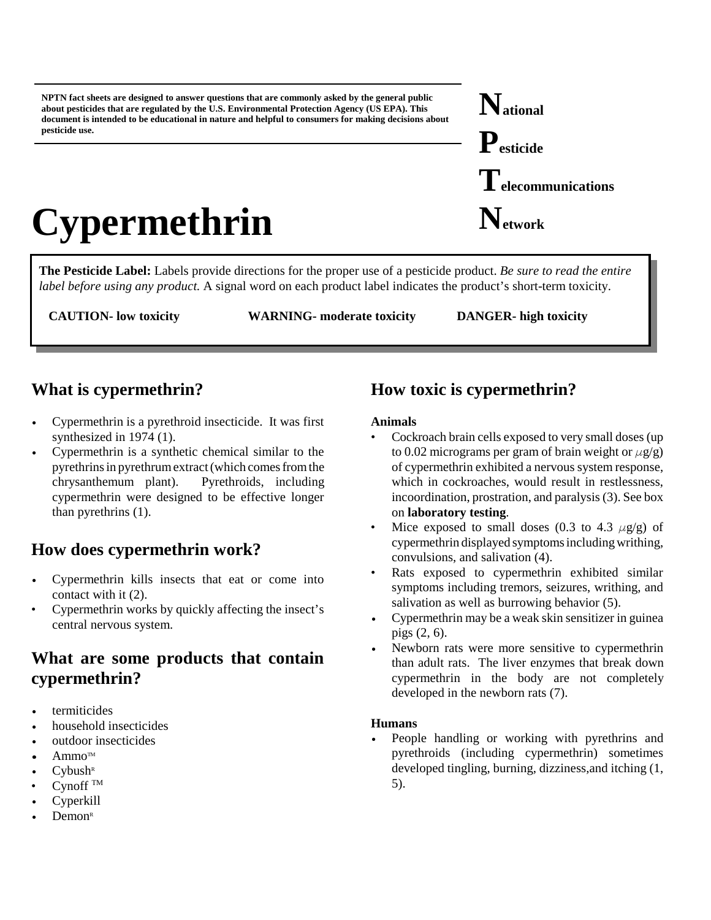NPTN fact sheets are designed to answer questions that are commonly asked by the general public about pesticides that are regulated by the U.S. Environmental Protection Agency (US EPA). This document is intended to be educational in nature and helpful to consumers for making decisions about pesticide use.

**N**ational
**P**esticide
**T**elecommunications
**N**etwork

# Cypermethrin

**The Pesticide Label:** Labels provide directions for the proper use of a pesticide product. *Be sure to read the entire label before using any product.* A signal word on each product label indicates the product's short-term toxicity.

**CAUTION- low toxicity** **WARNING- moderate toxicity** **DANGER- high toxicity**

## What is cypermethrin?

- Cypermethrin is a pyrethroid insecticide. It was first synthesized in 1974 (1).
- Cypermethrin is a synthetic chemical similar to the pyrethrins in pyrethrum extract (which comes from the chrysanthemum plant). Pyrethroids, including cypermethrin were designed to be effective longer than pyrethrins (1).

## How does cypermethrin work?

- Cypermethrin kills insects that eat or come into contact with it (2).
- Cypermethrin works by quickly affecting the insect's central nervous system.

## What are some products that contain cypermethrin?

- termiticides
- household insecticides
- outdoor insecticides
- Ammo™
- Cybush®
- Cynoff ™
- Cyperkill
- Demon®

## How toxic is cypermethrin?

**Animals**

- Cockroach brain cells exposed to very small doses (up to 0.02 micrograms per gram of brain weight or $\mu$g/g) of cypermethrin exhibited a nervous system response, which in cockroaches, would result in restlessness, incoordination, prostration, and paralysis (3). See box on **laboratory testing**.
- Mice exposed to small doses (0.3 to 4.3 $\mu$g/g) of cypermethrin displayed symptoms including writhing, convulsions, and salivation (4).
- Rats exposed to cypermethrin exhibited similar symptoms including tremors, seizures, writhing, and salivation as well as burrowing behavior (5).
- Cypermethrin may be a weak skin sensitizer in guinea pigs (2, 6).
- Newborn rats were more sensitive to cypermethrin than adult rats. The liver enzymes that break down cypermethrin in the body are not completely developed in the newborn rats (7).

**Humans**

- People handling or working with pyrethrins and pyrethroids (including cypermethrin) sometimes developed tingling, burning, dizziness,and itching (1, 5).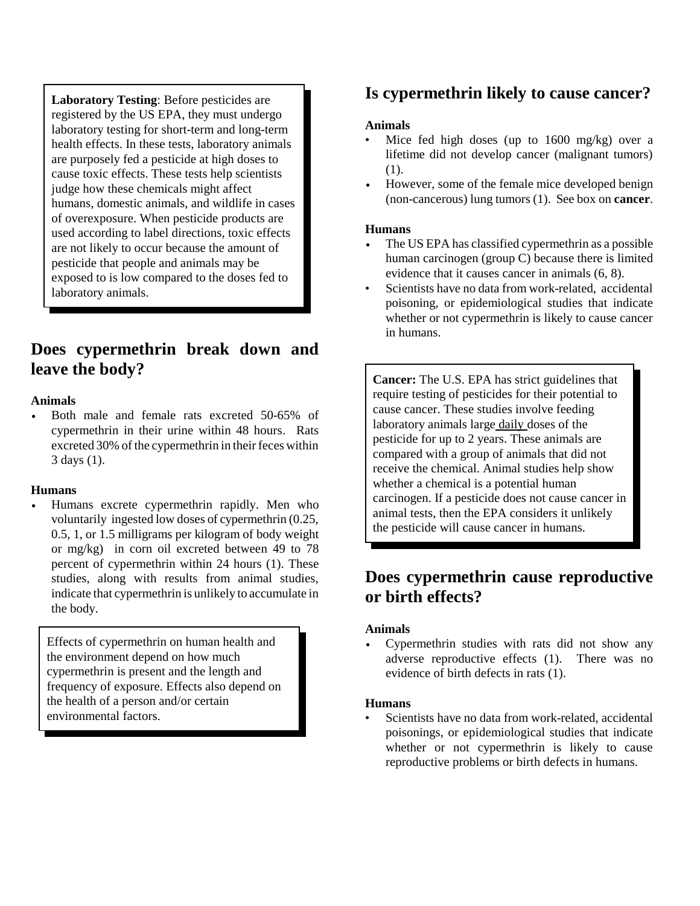**Laboratory Testing**: Before pesticides are registered by the US EPA, they must undergo laboratory testing for short-term and long-term health effects. In these tests, laboratory animals are purposely fed a pesticide at high doses to cause toxic effects. These tests help scientists judge how these chemicals might affect humans, domestic animals, and wildlife in cases of overexposure. When pesticide products are used according to label directions, toxic effects are not likely to occur because the amount of pesticide that people and animals may be exposed to is low compared to the doses fed to laboratory animals.

## Does cypermethrin break down and leave the body?

**Animals**

- Both male and female rats excreted 50-65% of cypermethrin in their urine within 48 hours. Rats excreted 30% of the cypermethrin in their feces within 3 days (1).

**Humans**

- Humans excrete cypermethrin rapidly. Men who voluntarily ingested low doses of cypermethrin (0.25, 0.5, 1, or 1.5 milligrams per kilogram of body weight or mg/kg) in corn oil excreted between 49 to 78 percent of cypermethrin within 24 hours (1). These studies, along with results from animal studies, indicate that cypermethrin is unlikely to accumulate in the body.

Effects of cypermethrin on human health and the environment depend on how much cypermethrin is present and the length and frequency of exposure. Effects also depend on the health of a person and/or certain environmental factors.

## Is cypermethrin likely to cause cancer?

**Animals**

- Mice fed high doses (up to 1600 mg/kg) over a lifetime did not develop cancer (malignant tumors) (1).
- However, some of the female mice developed benign (non-cancerous) lung tumors (1). See box on **cancer**.

**Humans**

- The US EPA has classified cypermethrin as a possible human carcinogen (group C) because there is limited evidence that it causes cancer in animals (6, 8).
- Scientists have no data from work-related, accidental poisoning, or epidemiological studies that indicate whether or not cypermethrin is likely to cause cancer in humans.

**Cancer:** The U.S. EPA has strict guidelines that require testing of pesticides for their potential to cause cancer. These studies involve feeding laboratory animals large daily doses of the pesticide for up to 2 years. These animals are compared with a group of animals that did not receive the chemical. Animal studies help show whether a chemical is a potential human carcinogen. If a pesticide does not cause cancer in animal tests, then the EPA considers it unlikely the pesticide will cause cancer in humans.

## Does cypermethrin cause reproductive or birth effects?

**Animals**

- Cypermethrin studies with rats did not show any adverse reproductive effects (1). There was no evidence of birth defects in rats (1).

**Humans**

- Scientists have no data from work-related, accidental poisonings, or epidemiological studies that indicate whether or not cypermethrin is likely to cause reproductive problems or birth defects in humans.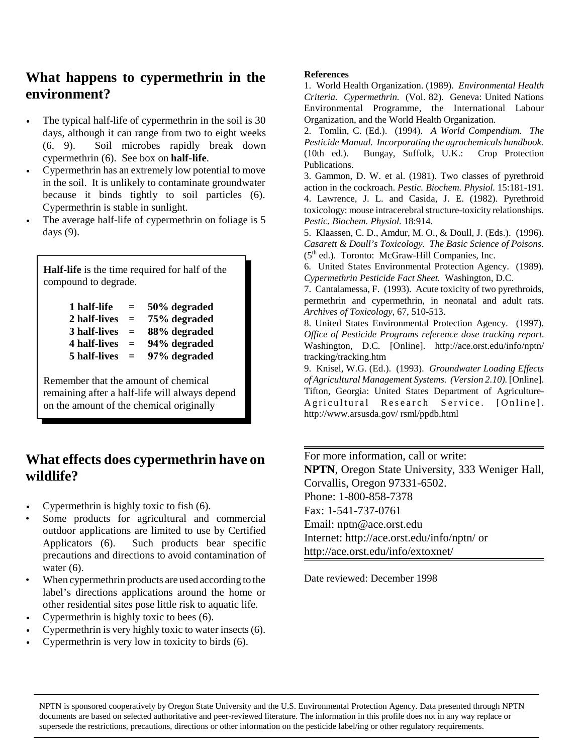## What happens to cypermethrin in the environment?

- The typical half-life of cypermethrin in the soil is 30 days, although it can range from two to eight weeks (6, 9). Soil microbes rapidly break down cypermethrin (6). See box on **half-life**.
- Cypermethrin has an extremely low potential to move in the soil. It is unlikely to contaminate groundwater because it binds tightly to soil particles (6). Cypermethrin is stable in sunlight.
- The average half-life of cypermethrin on foliage is 5 days (9).

**Half-life** is the time required for half of the compound to degrade.

| | | |
|---|---|---|
| **1 half-life** | **=** | **50% degraded** |
| **2 half-lives** | **=** | **75% degraded** |
| **3 half-lives** | **=** | **88% degraded** |
| **4 half-lives** | **=** | **94% degraded** |
| **5 half-lives** | **=** | **97% degraded** |

Remember that the amount of chemical remaining after a half-life will always depend on the amount of the chemical originally

## What effects does cypermethrin have on wildlife?

- Cypermethrin is highly toxic to fish (6).
- Some products for agricultural and commercial outdoor applications are limited to use by Certified Applicators (6). Such products bear specific precautions and directions to avoid contamination of water (6).
- When cypermethrin products are used according to the label's directions applications around the home or other residential sites pose little risk to aquatic life.
- Cypermethrin is highly toxic to bees (6).
- Cypermethrin is very highly toxic to water insects (6).
- Cypermethrin is very low in toxicity to birds (6).

**References**

1. World Health Organization. (1989). *Environmental Health Criteria. Cypermethrin.* (Vol. 82). Geneva: United Nations Environmental Programme, the International Labour Organization, and the World Health Organization.
2. Tomlin, C. (Ed.). (1994). *A World Compendium. The Pesticide Manual. Incorporating the agrochemicals handbook.* (10th ed.). Bungay, Suffolk, U.K.: Crop Protection Publications.
3. Gammon, D. W. et al. (1981). Two classes of pyrethroid action in the cockroach. *Pestic. Biochem. Physiol.* 15:181-191.
4. Lawrence, J. L. and Casida, J. E. (1982). Pyrethroid toxicology: mouse intracerebral structure-toxicity relationships. *Pestic. Biochem. Physiol.* 18:914.
5. Klaassen, C. D., Amdur, M. O., & Doull, J. (Eds.). (1996). *Casarett & Doull's Toxicology. The Basic Science of Poisons.* (5th ed.). Toronto: McGraw-Hill Companies, Inc.
6. United States Environmental Protection Agency. (1989). *Cypermethrin Pesticide Fact Sheet.* Washington, D.C.
7. Cantalamessa, F. (1993). Acute toxicity of two pyrethroids, permethrin and cypermethrin, in neonatal and adult rats. *Archives of Toxicology,* 67, 510-513.
8. United States Environmental Protection Agency. (1997). *Office of Pesticide Programs reference dose tracking report.* Washington, D.C. [Online]. http://ace.orst.edu/info/nptn/tracking/tracking.htm
9. Knisel, W.G. (Ed.). (1993). *Groundwater Loading Effects of Agricultural Management Systems. (Version 2.10).* [Online]. Tifton, Georgia: United States Department of Agriculture-Agricultural Research Service. [Online]. http://www.arsusda.gov/ rsml/ppdb.html

For more information, call or write:
**NPTN**, Oregon State University, 333 Weniger Hall, Corvallis, Oregon 97331-6502.
Phone: 1-800-858-7378
Fax: 1-541-737-0761
Email: nptn@ace.orst.edu
Internet: http://ace.orst.edu/info/nptn/ or http://ace.orst.edu/info/extoxnet/

Date reviewed: December 1998

NPTN is sponsored cooperatively by Oregon State University and the U.S. Environmental Protection Agency. Data presented through NPTN documents are based on selected authoritative and peer-reviewed literature. The information in this profile does not in any way replace or supersede the restrictions, precautions, directions or other information on the pesticide label/ing or other regulatory requirements.